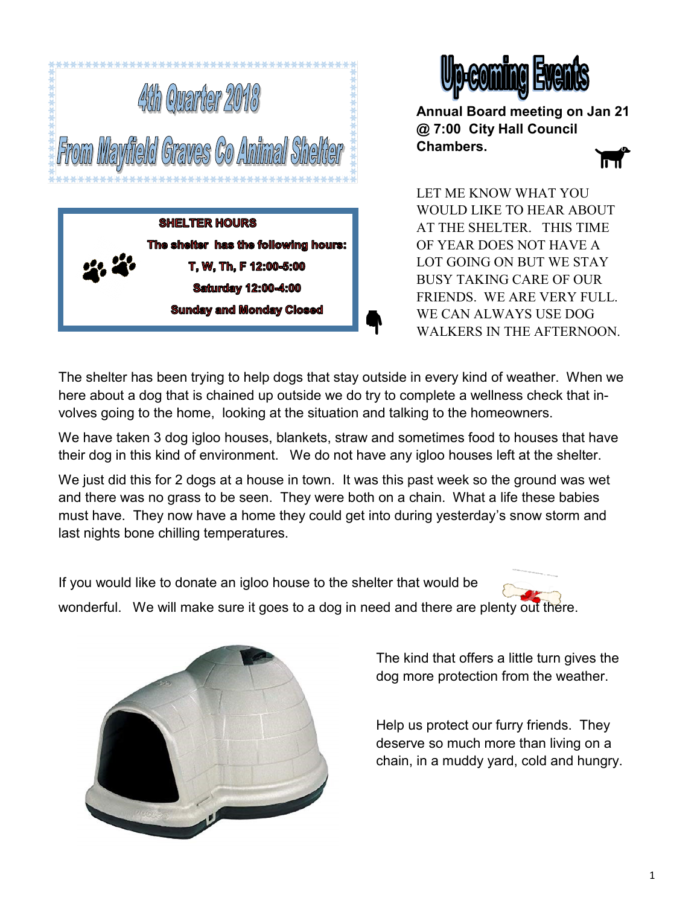# 4th Quarter 2018

# From Mayfield Graves Co Animal Shelter

**SHELTER HOURS**

**The shelter has the following hours:**

**T, W, Th, F 12:00-5:00**

**Saturday 12:00-4:00**

**Sunday and Monday Closed**

## Up-coming Events

**Annual Board meeting on Jan 21 @ 7:00 City Hall Council Chambers.**

LET ME KNOW WHAT YOU WOULD LIKE TO HEAR ABOUT AT THE SHELTER. THIS TIME OF YEAR DOES NOT HAVE A LOT GOING ON BUT WE STAY BUSY TAKING CARE OF OUR FRIENDS. WE ARE VERY FULL. WE CAN ALWAYS USE DOG WALKERS IN THE AFTERNOON.

The shelter has been trying to help dogs that stay outside in every kind of weather. When we here about a dog that is chained up outside we do try to complete a wellness check that involves going to the home, looking at the situation and talking to the homeowners.

We have taken 3 dog igloo houses, blankets, straw and sometimes food to houses that have their dog in this kind of environment. We do not have any igloo houses left at the shelter.

We just did this for 2 dogs at a house in town. It was this past week so the ground was wet and there was no grass to be seen. They were both on a chain. What a life these babies must have. They now have a home they could get into during yesterday's snow storm and last nights bone chilling temperatures.

If you would like to donate an igloo house to the shelter that would be wonderful. We will make sure it goes to a dog in need and there are plenty out there.

The kind that offers a little turn gives the dog more protection from the weather.

Help us protect our furry friends. They deserve so much more than living on a chain, in a muddy yard, cold and hungry.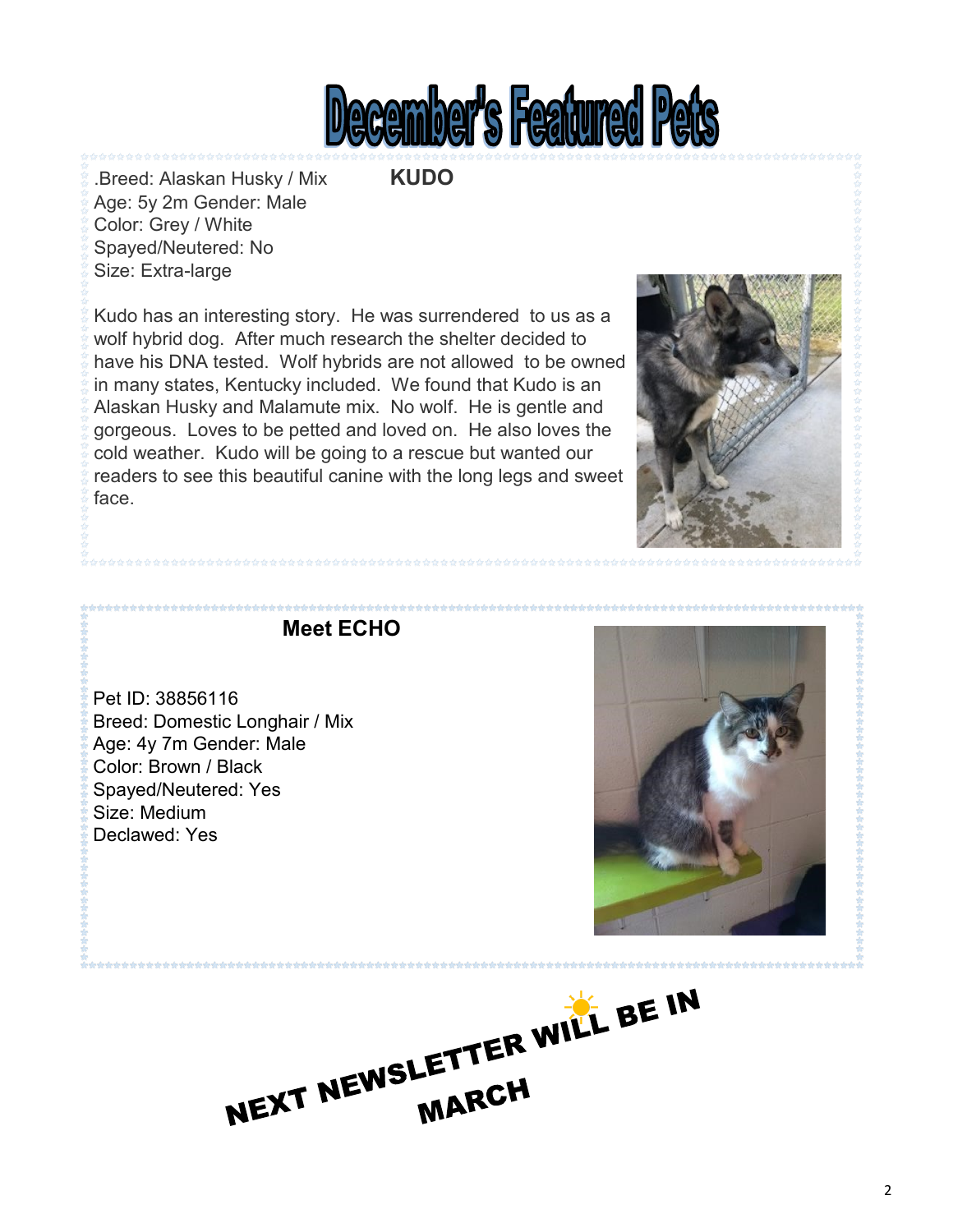# December's Featured Pets

## KUDO

.Breed: Alaskan Husky / Mix
Age: 5y 2m Gender: Male
Color: Grey / White
Spayed/Neutered: No
Size: Extra-large

Kudo has an interesting story. He was surrendered to us as a wolf hybrid dog. After much research the shelter decided to have his DNA tested. Wolf hybrids are not allowed to be owned in many states, Kentucky included. We found that Kudo is an Alaskan Husky and Malamute mix. No wolf. He is gentle and gorgeous. Loves to be petted and loved on. He also loves the cold weather. Kudo will be going to a rescue but wanted our readers to see this beautiful canine with the long legs and sweet face.

## Meet ECHO

Pet ID: 38856116
Breed: Domestic Longhair / Mix
Age: 4y 7m Gender: Male
Color: Brown / Black
Spayed/Neutered: Yes
Size: Medium
Declawed: Yes

**NEXT NEWSLETTER WILL BE IN MARCH**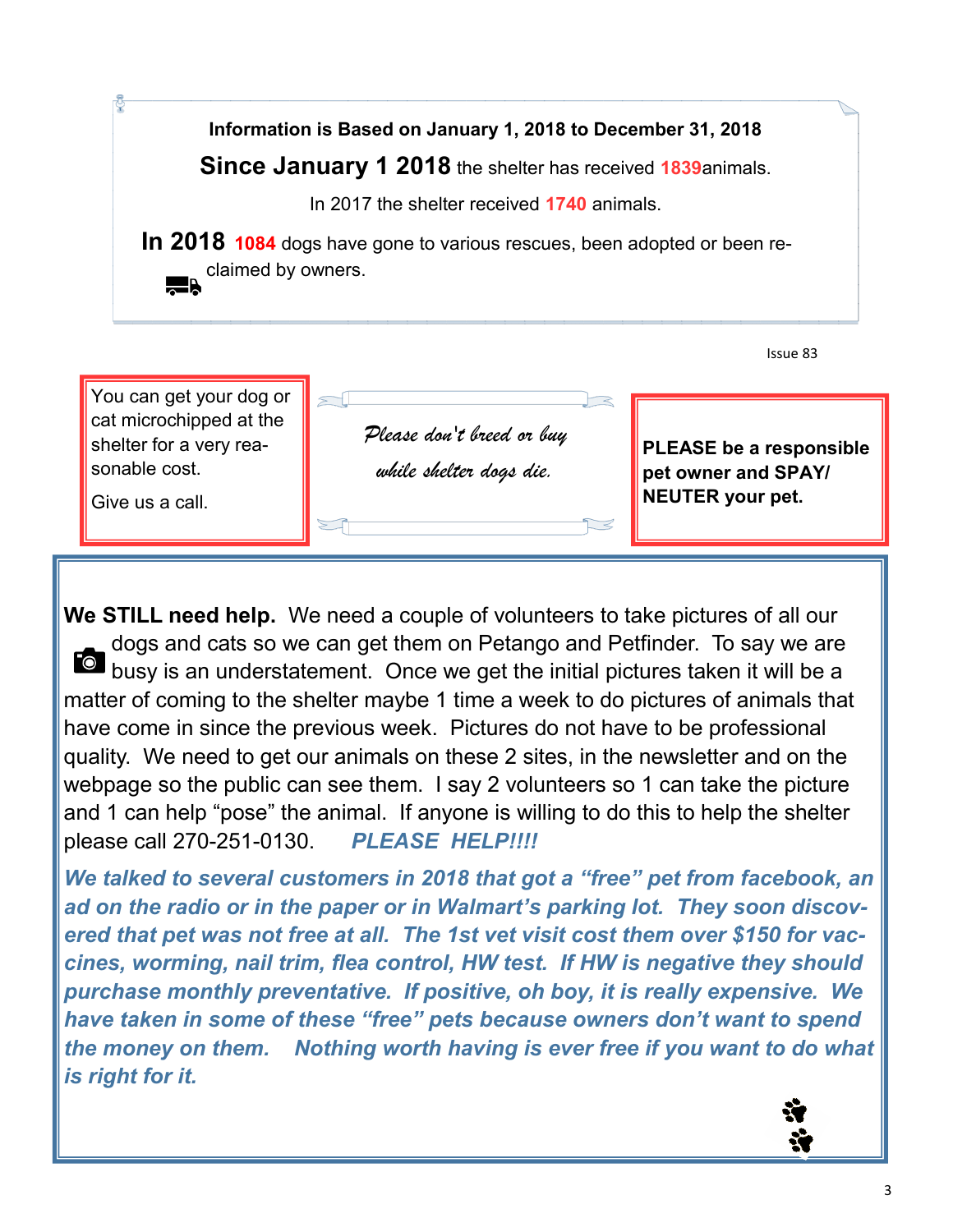**Information is Based on January 1, 2018 to December 31, 2018**

**Since January 1 2018** the shelter has received **1839**animals.

In 2017 the shelter received **1740** animals.

**In 2018** **1084** dogs have gone to various rescues, been adopted or been re-claimed by owners.

You can get your dog or cat microchipped at the shelter for a very reasonable cost.

Give us a call.

*Please don't breed or buy while shelter dogs die.*

**PLEASE be a responsible pet owner and SPAY/ NEUTER your pet.**

**We STILL need help.** We need a couple of volunteers to take pictures of all our dogs and cats so we can get them on Petango and Petfinder. To say we are busy is an understatement. Once we get the initial pictures taken it will be a matter of coming to the shelter maybe 1 time a week to do pictures of animals that have come in since the previous week. Pictures do not have to be professional quality. We need to get our animals on these 2 sites, in the newsletter and on the webpage so the public can see them. I say 2 volunteers so 1 can take the picture and 1 can help "pose" the animal. If anyone is willing to do this to help the shelter please call 270-251-0130. ***PLEASE HELP!!!!***

***We talked to several customers in 2018 that got a "free" pet from facebook, an ad on the radio or in the paper or in Walmart's parking lot. They soon discovered that pet was not free at all. The 1st vet visit cost them over $150 for vaccines, worming, nail trim, flea control, HW test. If HW is negative they should purchase monthly preventative. If positive, oh boy, it is really expensive. We have taken in some of these "free" pets because owners don't want to spend the money on them. Nothing worth having is ever free if you want to do what is right for it.***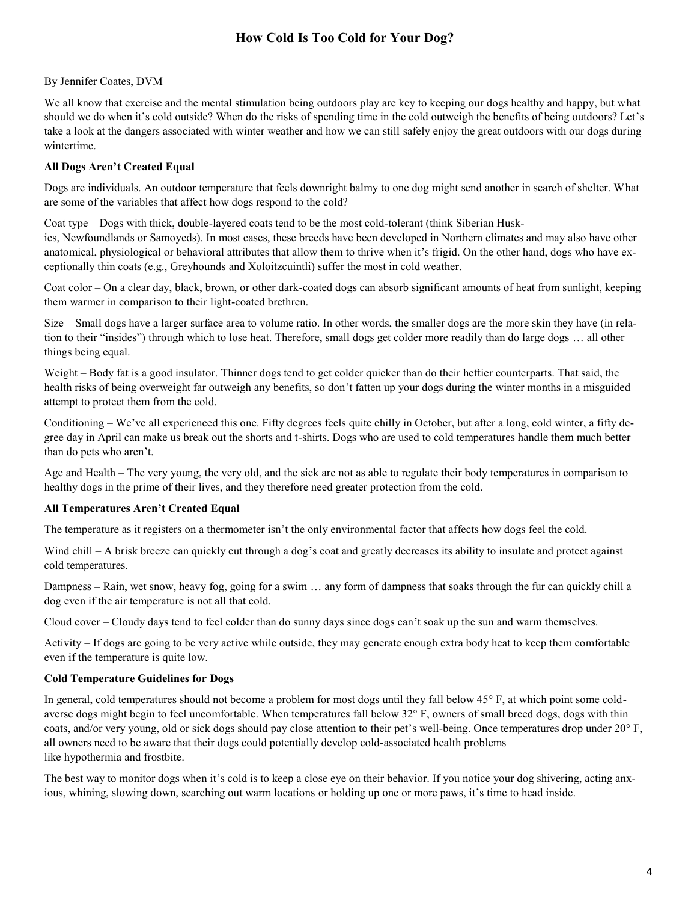# How Cold Is Too Cold for Your Dog?

By Jennifer Coates, DVM

We all know that exercise and the mental stimulation being outdoors play are key to keeping our dogs healthy and happy, but what should we do when it's cold outside? When do the risks of spending time in the cold outweigh the benefits of being outdoors? Let's take a look at the dangers associated with winter weather and how we can still safely enjoy the great outdoors with our dogs during wintertime.

**All Dogs Aren't Created Equal**

Dogs are individuals. An outdoor temperature that feels downright balmy to one dog might send another in search of shelter. What are some of the variables that affect how dogs respond to the cold?

Coat type – Dogs with thick, double-layered coats tend to be the most cold-tolerant (think Siberian Huskies, Newfoundlands or Samoyeds). In most cases, these breeds have been developed in Northern climates and may also have other anatomical, physiological or behavioral attributes that allow them to thrive when it's frigid. On the other hand, dogs who have exceptionally thin coats (e.g., Greyhounds and Xoloitzcuintli) suffer the most in cold weather.

Coat color – On a clear day, black, brown, or other dark-coated dogs can absorb significant amounts of heat from sunlight, keeping them warmer in comparison to their light-coated brethren.

Size – Small dogs have a larger surface area to volume ratio. In other words, the smaller dogs are the more skin they have (in relation to their "insides") through which to lose heat. Therefore, small dogs get colder more readily than do large dogs … all other things being equal.

Weight – Body fat is a good insulator. Thinner dogs tend to get colder quicker than do their heftier counterparts. That said, the health risks of being overweight far outweigh any benefits, so don't fatten up your dogs during the winter months in a misguided attempt to protect them from the cold.

Conditioning – We've all experienced this one. Fifty degrees feels quite chilly in October, but after a long, cold winter, a fifty degree day in April can make us break out the shorts and t-shirts. Dogs who are used to cold temperatures handle them much better than do pets who aren't.

Age and Health – The very young, the very old, and the sick are not as able to regulate their body temperatures in comparison to healthy dogs in the prime of their lives, and they therefore need greater protection from the cold.

**All Temperatures Aren't Created Equal**

The temperature as it registers on a thermometer isn't the only environmental factor that affects how dogs feel the cold.

Wind chill – A brisk breeze can quickly cut through a dog's coat and greatly decreases its ability to insulate and protect against cold temperatures.

Dampness – Rain, wet snow, heavy fog, going for a swim … any form of dampness that soaks through the fur can quickly chill a dog even if the air temperature is not all that cold.

Cloud cover – Cloudy days tend to feel colder than do sunny days since dogs can't soak up the sun and warm themselves.

Activity – If dogs are going to be very active while outside, they may generate enough extra body heat to keep them comfortable even if the temperature is quite low.

**Cold Temperature Guidelines for Dogs**

In general, cold temperatures should not become a problem for most dogs until they fall below 45° F, at which point some cold-averse dogs might begin to feel uncomfortable. When temperatures fall below 32° F, owners of small breed dogs, dogs with thin coats, and/or very young, old or sick dogs should pay close attention to their pet's well-being. Once temperatures drop under 20° F, all owners need to be aware that their dogs could potentially develop cold-associated health problems like hypothermia and frostbite.

The best way to monitor dogs when it's cold is to keep a close eye on their behavior. If you notice your dog shivering, acting anxious, whining, slowing down, searching out warm locations or holding up one or more paws, it's time to head inside.